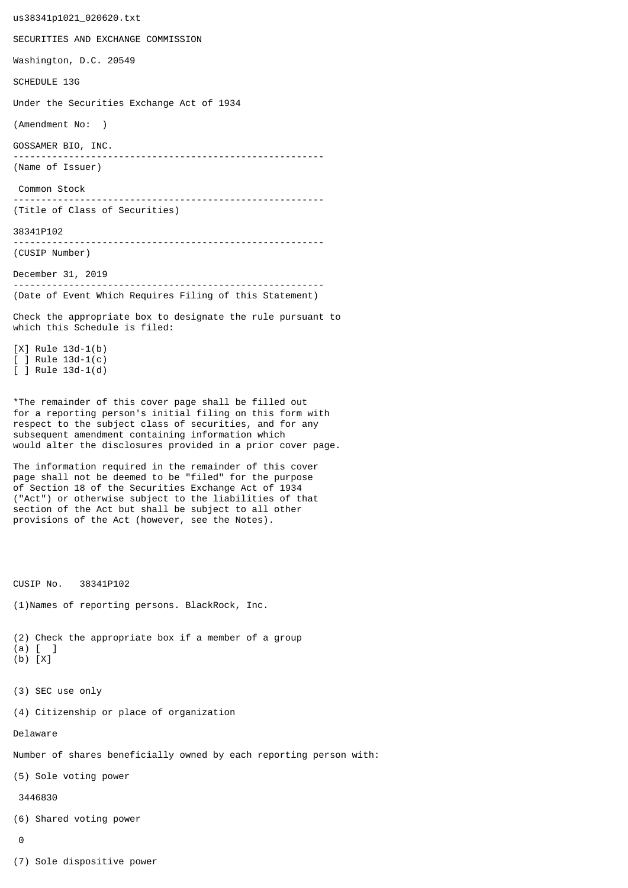us38341p1021_020620.txt

SECURITIES AND EXCHANGE COMMISSION

Washington, D.C. 20549

SCHEDULE 13G

Under the Securities Exchange Act of 1934

(Amendment No:  )

GOSSAMER BIO, INC.

--------------------------------------------------------

(Name of Issuer)

Common Stock

--------------------------------------------------------

(Title of Class of Securities)

38341P102

--------------------------------------------------------

(CUSIP Number)

December 31, 2019

--------------------------------------------------------

(Date of Event Which Requires Filing of this Statement)

Check the appropriate box to designate the rule pursuant to which this Schedule is filed:

[X] Rule 13d-1(b)
[ ] Rule 13d-1(c)
[ ] Rule 13d-1(d)

*The remainder of this cover page shall be filled out for a reporting person's initial filing on this form with respect to the subject class of securities, and for any subsequent amendment containing information which would alter the disclosures provided in a prior cover page.

The information required in the remainder of this cover page shall not be deemed to be "filed" for the purpose of Section 18 of the Securities Exchange Act of 1934 ("Act") or otherwise subject to the liabilities of that section of the Act but shall be subject to all other provisions of the Act (however, see the Notes).

CUSIP No.   38341P102

(1)Names of reporting persons. BlackRock, Inc.

(2) Check the appropriate box if a member of a group
(a) [  ]
(b) [X]

(3) SEC use only

(4) Citizenship or place of organization

Delaware

Number of shares beneficially owned by each reporting person with:

(5) Sole voting power

3446830

(6) Shared voting power

0

(7) Sole dispositive power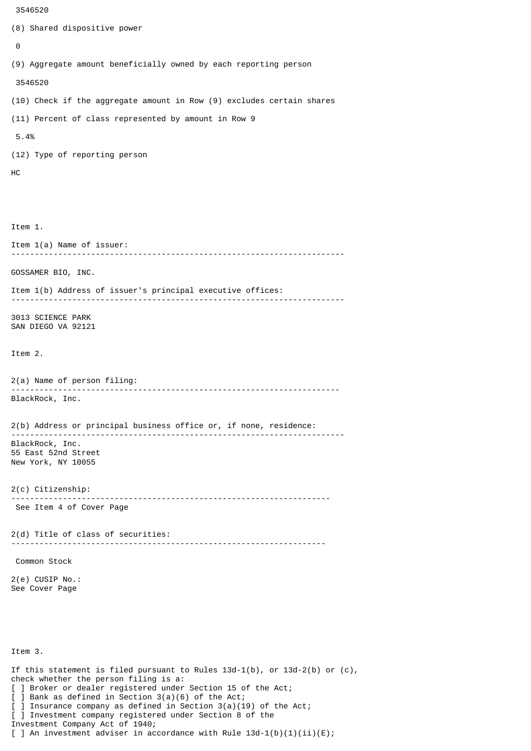3546520

(8) Shared dispositive power

0

(9) Aggregate amount beneficially owned by each reporting person

3546520

(10) Check if the aggregate amount in Row (9) excludes certain shares

(11) Percent of class represented by amount in Row 9

5.4%

(12) Type of reporting person

HC

Item 1.

Item 1(a) Name of issuer:

---

GOSSAMER BIO, INC.

Item 1(b) Address of issuer's principal executive offices:

---

3013 SCIENCE PARK
SAN DIEGO VA 92121

Item 2.

2(a) Name of person filing:

---

BlackRock, Inc.

2(b) Address or principal business office or, if none, residence:

---

BlackRock, Inc.
55 East 52nd Street
New York, NY 10055

2(c) Citizenship:

---

See Item 4 of Cover Page

2(d) Title of class of securities:

---

Common Stock

2(e) CUSIP No.:
See Cover Page

Item 3.

If this statement is filed pursuant to Rules 13d-1(b), or 13d-2(b) or (c), check whether the person filing is a:

[ ] Broker or dealer registered under Section 15 of the Act;
[ ] Bank as defined in Section 3(a)(6) of the Act;
[ ] Insurance company as defined in Section 3(a)(19) of the Act;
[ ] Investment company registered under Section 8 of the Investment Company Act of 1940;
[ ] An investment adviser in accordance with Rule 13d-1(b)(1)(ii)(E);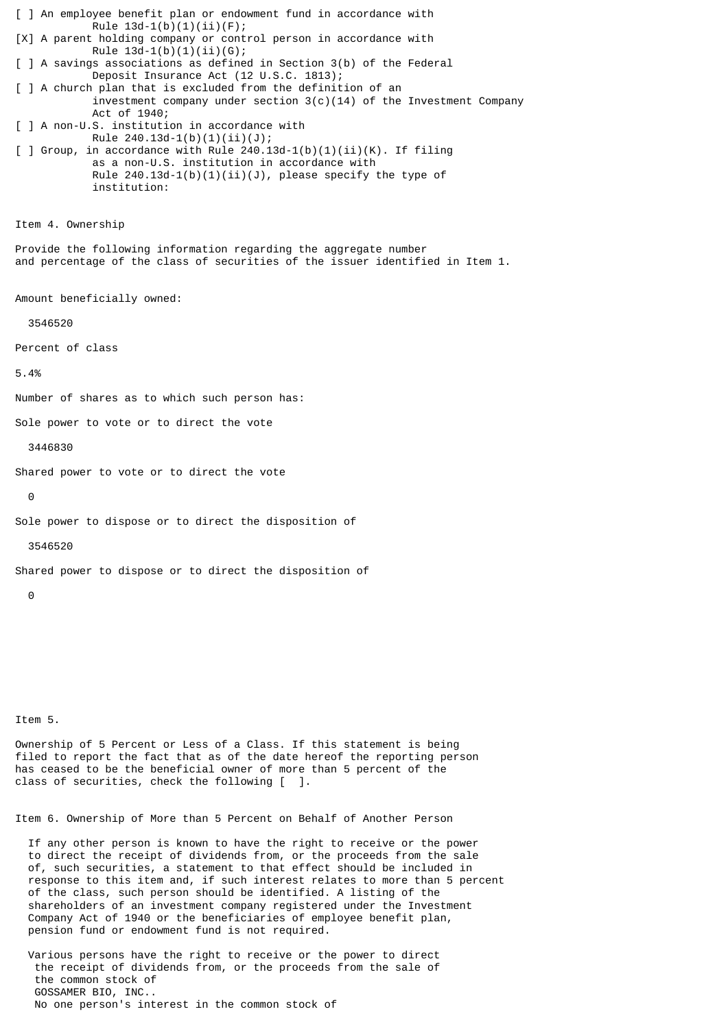[ ] An employee benefit plan or endowment fund in accordance with Rule 13d-1(b)(1)(ii)(F);

[X] A parent holding company or control person in accordance with Rule 13d-1(b)(1)(ii)(G);

[ ] A savings associations as defined in Section 3(b) of the Federal Deposit Insurance Act (12 U.S.C. 1813);

[ ] A church plan that is excluded from the definition of an investment company under section 3(c)(14) of the Investment Company Act of 1940;

[ ] A non-U.S. institution in accordance with Rule 240.13d-1(b)(1)(ii)(J);

[ ] Group, in accordance with Rule 240.13d-1(b)(1)(ii)(K). If filing as a non-U.S. institution in accordance with Rule 240.13d-1(b)(1)(ii)(J), please specify the type of institution:

Item 4. Ownership

Provide the following information regarding the aggregate number and percentage of the class of securities of the issuer identified in Item 1.

Amount beneficially owned:

3546520

Percent of class

5.4%

Number of shares as to which such person has:

Sole power to vote or to direct the vote

3446830

Shared power to vote or to direct the vote

0

Sole power to dispose or to direct the disposition of

3546520

Shared power to dispose or to direct the disposition of

0

Item 5.

Ownership of 5 Percent or Less of a Class. If this statement is being filed to report the fact that as of the date hereof the reporting person has ceased to be the beneficial owner of more than 5 percent of the class of securities, check the following [ ].

Item 6. Ownership of More than 5 Percent on Behalf of Another Person

If any other person is known to have the right to receive or the power to direct the receipt of dividends from, or the proceeds from the sale of, such securities, a statement to that effect should be included in response to this item and, if such interest relates to more than 5 percent of the class, such person should be identified. A listing of the shareholders of an investment company registered under the Investment Company Act of 1940 or the beneficiaries of employee benefit plan, pension fund or endowment fund is not required.

Various persons have the right to receive or the power to direct the receipt of dividends from, or the proceeds from the sale of the common stock of GOSSAMER BIO, INC.. No one person's interest in the common stock of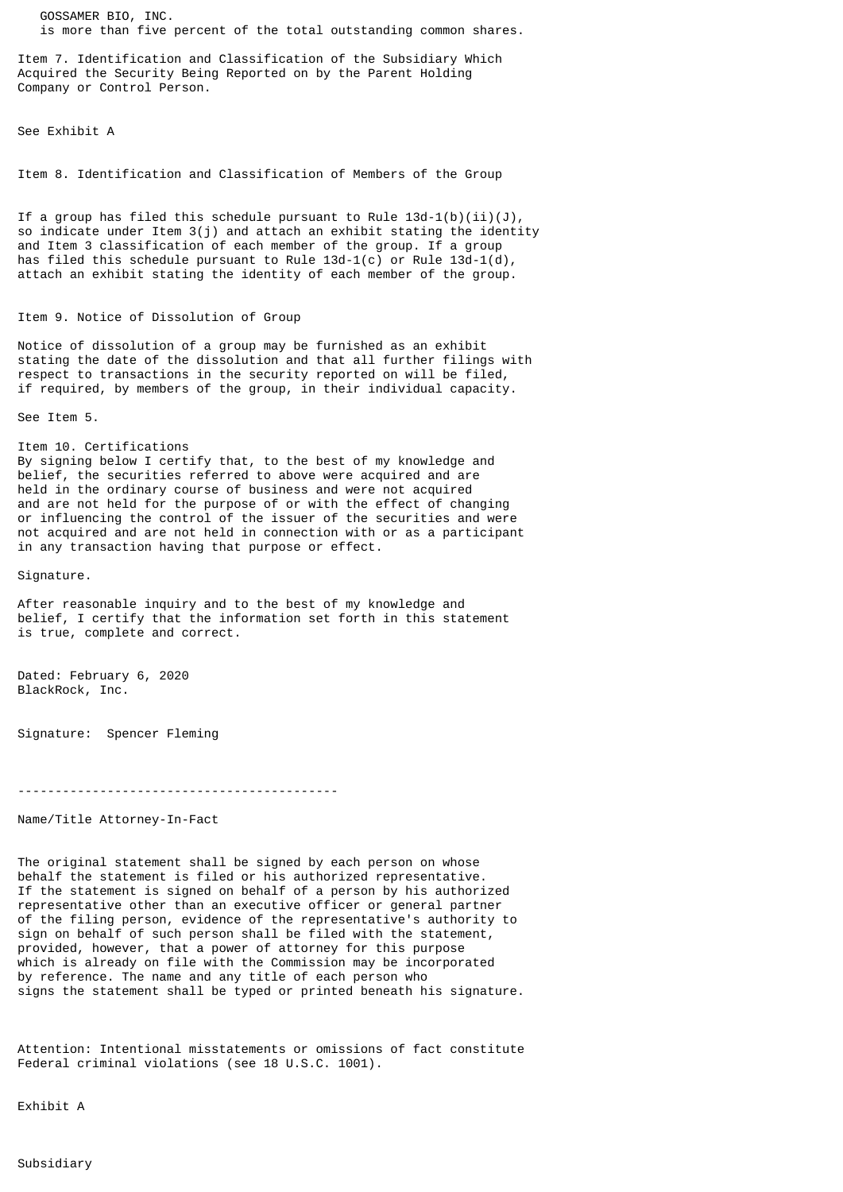GOSSAMER BIO, INC.
is more than five percent of the total outstanding common shares.

Item 7. Identification and Classification of the Subsidiary Which Acquired the Security Being Reported on by the Parent Holding Company or Control Person.

See Exhibit A

Item 8. Identification and Classification of Members of the Group

If a group has filed this schedule pursuant to Rule 13d-1(b)(ii)(J), so indicate under Item 3(j) and attach an exhibit stating the identity and Item 3 classification of each member of the group. If a group has filed this schedule pursuant to Rule 13d-1(c) or Rule 13d-1(d), attach an exhibit stating the identity of each member of the group.

Item 9. Notice of Dissolution of Group

Notice of dissolution of a group may be furnished as an exhibit stating the date of the dissolution and that all further filings with respect to transactions in the security reported on will be filed, if required, by members of the group, in their individual capacity.

See Item 5.

Item 10. Certifications
By signing below I certify that, to the best of my knowledge and belief, the securities referred to above were acquired and are held in the ordinary course of business and were not acquired and are not held for the purpose of or with the effect of changing or influencing the control of the issuer of the securities and were not acquired and are not held in connection with or as a participant in any transaction having that purpose or effect.

Signature.

After reasonable inquiry and to the best of my knowledge and belief, I certify that the information set forth in this statement is true, complete and correct.

Dated: February 6, 2020
BlackRock, Inc.

Signature: Spencer Fleming

-------------------------------------------

Name/Title Attorney-In-Fact

The original statement shall be signed by each person on whose behalf the statement is filed or his authorized representative. If the statement is signed on behalf of a person by his authorized representative other than an executive officer or general partner of the filing person, evidence of the representative's authority to sign on behalf of such person shall be filed with the statement, provided, however, that a power of attorney for this purpose which is already on file with the Commission may be incorporated by reference. The name and any title of each person who signs the statement shall be typed or printed beneath his signature.

Attention: Intentional misstatements or omissions of fact constitute Federal criminal violations (see 18 U.S.C. 1001).

Exhibit A

Subsidiary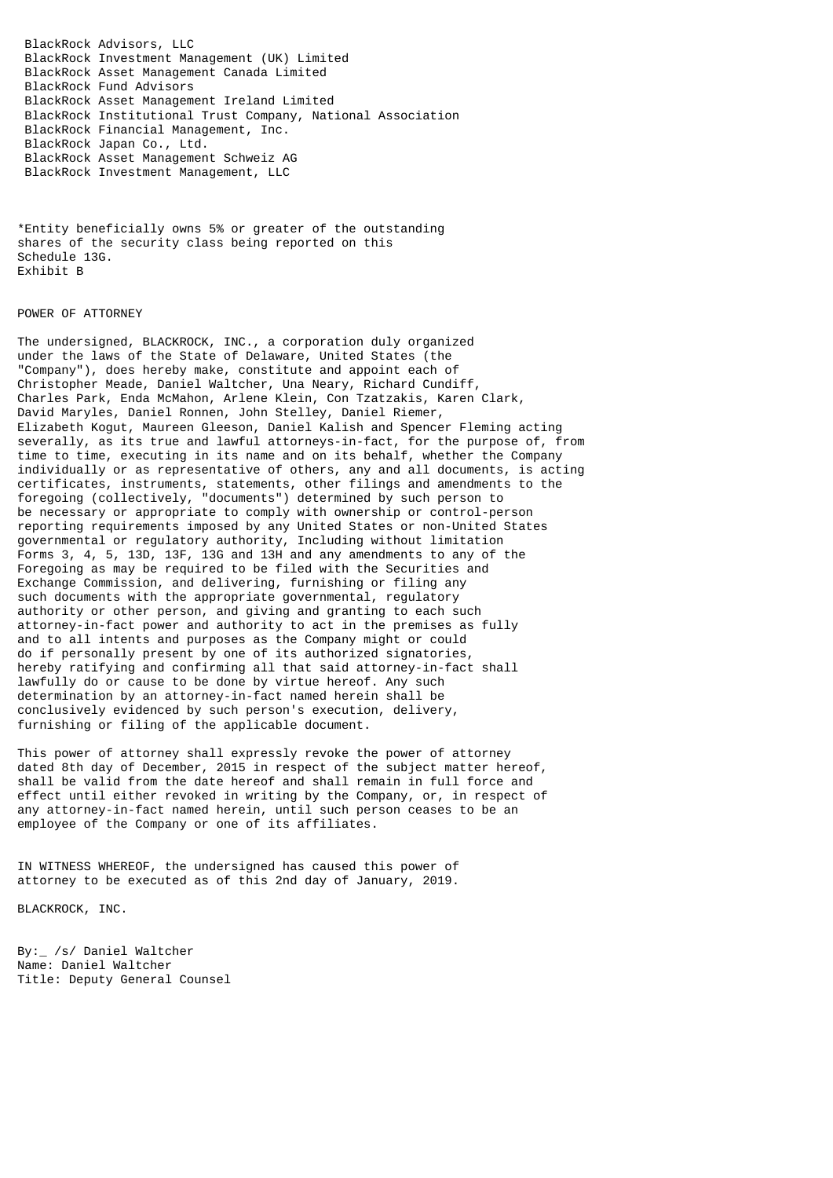BlackRock Advisors, LLC
BlackRock Investment Management (UK) Limited
BlackRock Asset Management Canada Limited
BlackRock Fund Advisors
BlackRock Asset Management Ireland Limited
BlackRock Institutional Trust Company, National Association
BlackRock Financial Management, Inc.
BlackRock Japan Co., Ltd.
BlackRock Asset Management Schweiz AG
BlackRock Investment Management, LLC

*Entity beneficially owns 5% or greater of the outstanding shares of the security class being reported on this Schedule 13G.

Exhibit B

POWER OF ATTORNEY

The undersigned, BLACKROCK, INC., a corporation duly organized under the laws of the State of Delaware, United States (the "Company"), does hereby make, constitute and appoint each of Christopher Meade, Daniel Waltcher, Una Neary, Richard Cundiff, Charles Park, Enda McMahon, Arlene Klein, Con Tzatzakis, Karen Clark, David Maryles, Daniel Ronnen, John Stelley, Daniel Riemer, Elizabeth Kogut, Maureen Gleeson, Daniel Kalish and Spencer Fleming acting severally, as its true and lawful attorneys-in-fact, for the purpose of, from time to time, executing in its name and on its behalf, whether the Company individually or as representative of others, any and all documents, is acting certificates, instruments, statements, other filings and amendments to the foregoing (collectively, "documents") determined by such person to be necessary or appropriate to comply with ownership or control-person reporting requirements imposed by any United States or non-United States governmental or regulatory authority, Including without limitation Forms 3, 4, 5, 13D, 13F, 13G and 13H and any amendments to any of the Foregoing as may be required to be filed with the Securities and Exchange Commission, and delivering, furnishing or filing any such documents with the appropriate governmental, regulatory authority or other person, and giving and granting to each such attorney-in-fact power and authority to act in the premises as fully and to all intents and purposes as the Company might or could do if personally present by one of its authorized signatories, hereby ratifying and confirming all that said attorney-in-fact shall lawfully do or cause to be done by virtue hereof. Any such determination by an attorney-in-fact named herein shall be conclusively evidenced by such person's execution, delivery, furnishing or filing of the applicable document.

This power of attorney shall expressly revoke the power of attorney dated 8th day of December, 2015 in respect of the subject matter hereof, shall be valid from the date hereof and shall remain in full force and effect until either revoked in writing by the Company, or, in respect of any attorney-in-fact named herein, until such person ceases to be an employee of the Company or one of its affiliates.

IN WITNESS WHEREOF, the undersigned has caused this power of attorney to be executed as of this 2nd day of January, 2019.

BLACKROCK, INC.

By:_ /s/ Daniel Waltcher
Name: Daniel Waltcher
Title: Deputy General Counsel